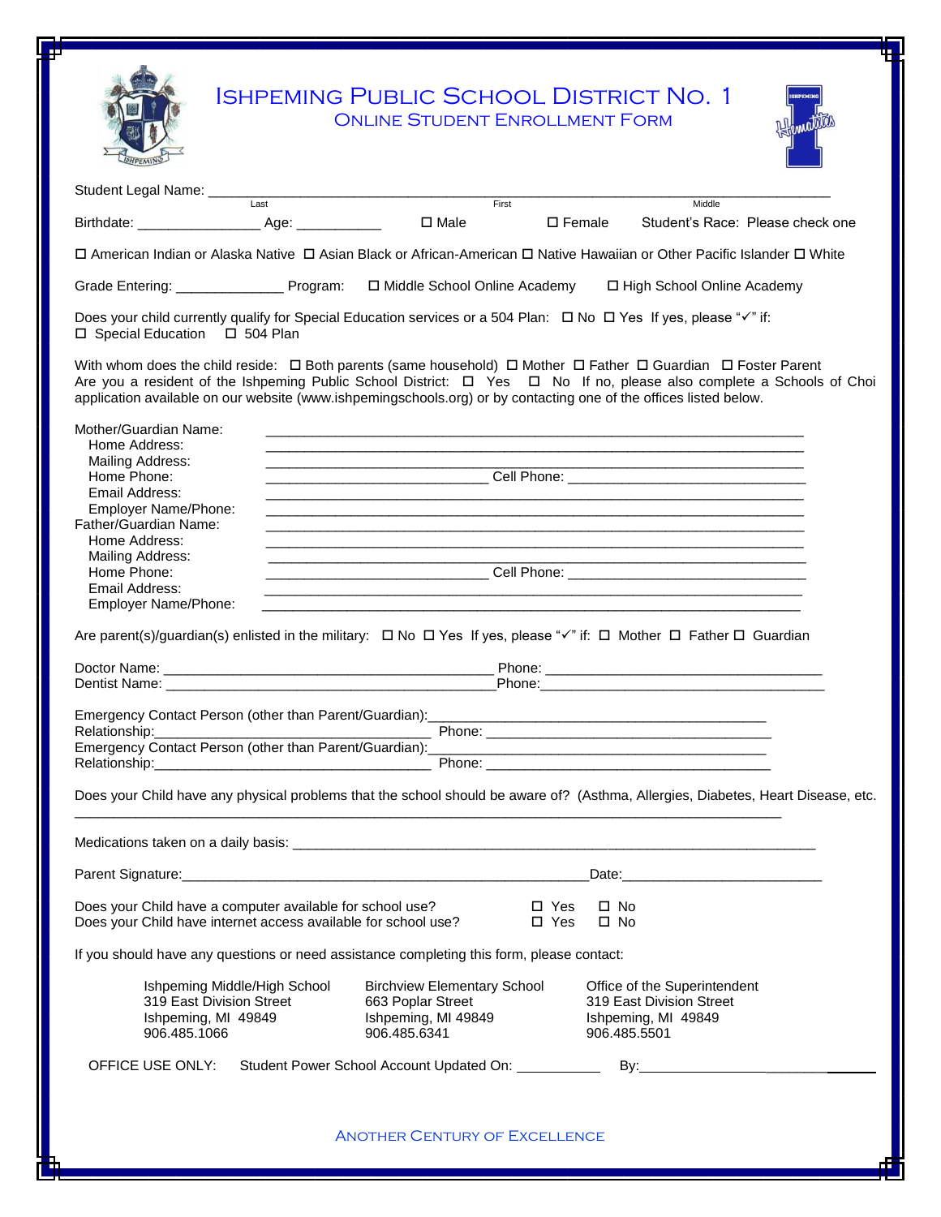# Ishpeming Public School District No. 1

## Online Student Enrollment Form

Student Legal Name: ______________________________________________________________________________
Last First Middle

Birthdate: _______________ Age: ___________ ☐ Male ☐ Female Student's Race: Please check one

☐ American Indian or Alaska Native ☐ Asian Black or African-American ☐ Native Hawaiian or Other Pacific Islander ☐ White

Grade Entering: ______________ Program: ☐ Middle School Online Academy ☐ High School Online Academy

Does your child currently qualify for Special Education services or a 504 Plan: ☐ No ☐ Yes If yes, please "✓" if: ☐ Special Education ☐ 504 Plan

With whom does the child reside: ☐ Both parents (same household) ☐ Mother ☐ Father ☐ Guardian ☐ Foster Parent
Are you a resident of the Ishpeming Public School District: ☐ Yes ☐ No If no, please also complete a Schools of Choi application available on our website (www.ishpemingschools.org) or by contacting one of the offices listed below.

Mother/Guardian Name: ______________________________________________________________________
Home Address: ______________________________________________________________________
Mailing Address: ______________________________________________________________________
Home Phone: ____________________________ Cell Phone: ______________________________
Email Address: ______________________________________________________________________
Employer Name/Phone: ______________________________________________________________________
Father/Guardian Name: ______________________________________________________________________
Home Address: ______________________________________________________________________
Mailing Address: ______________________________________________________________________
Home Phone: ____________________________ Cell Phone: ______________________________
Email Address: ______________________________________________________________________
Employer Name/Phone: ______________________________________________________________________

Are parent(s)/guardian(s) enlisted in the military: ☐ No ☐ Yes If yes, please "✓" if: ☐ Mother ☐ Father ☐ Guardian

Doctor Name: __________________________________________ Phone: ____________________________________
Dentist Name: __________________________________________ Phone: ____________________________________

Emergency Contact Person (other than Parent/Guardian): __________________________________________
Relationship: ____________________________________ Phone: ______________________________________
Emergency Contact Person (other than Parent/Guardian): __________________________________________
Relationship: ____________________________________ Phone: ______________________________________

Does your Child have any physical problems that the school should be aware of? (Asthma, Allergies, Diabetes, Heart Disease, etc.
_____________________________________________________________________________________________

Medications taken on a daily basis: _______________________________________________________________

Parent Signature: ____________________________________________________ Date: __________________________

Does your Child have a computer available for school use? ☐ Yes ☐ No
Does your Child have internet access available for school use? ☐ Yes ☐ No

If you should have any questions or need assistance completing this form, please contact:

Ishpeming Middle/High School
319 East Division Street
Ishpeming, MI 49849
906.485.1066

Birchview Elementary School
663 Poplar Street
Ishpeming, MI 49849
906.485.6341

Office of the Superintendent
319 East Division Street
Ishpeming, MI 49849
906.485.5501

OFFICE USE ONLY: Student Power School Account Updated On: ___________ By: ______________________________

Another Century of Excellence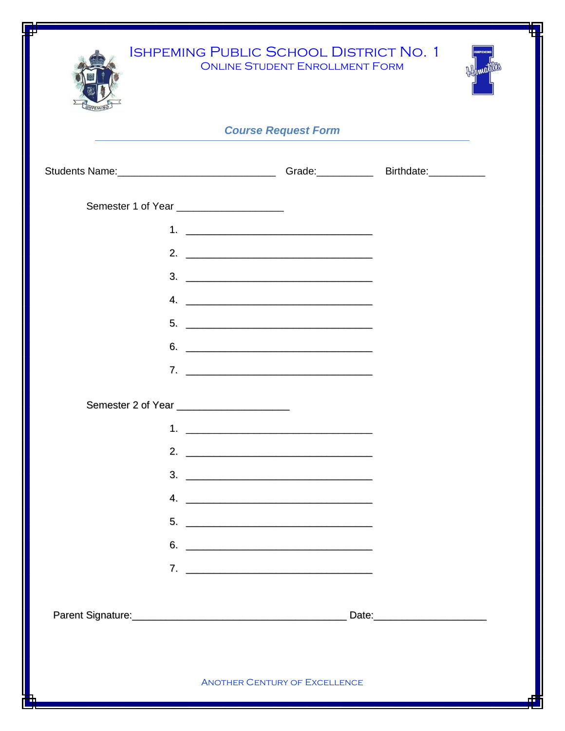# Ishpeming Public School District No. 1

## Online Student Enrollment Form

### *Course Request Form*

Students Name:____________________________ Grade:__________ Birthdate:__________

Semester 1 of Year ___________________

1. _________________________________
2. _________________________________
3. _________________________________
4. _________________________________
5. _________________________________
6. _________________________________
7. _________________________________

Semester 2 of Year ____________________

1. _________________________________
2. _________________________________
3. _________________________________
4. _________________________________
5. _________________________________
6. _________________________________
7. _________________________________

Parent Signature:______________________________________ Date:____________________

Another Century of Excellence